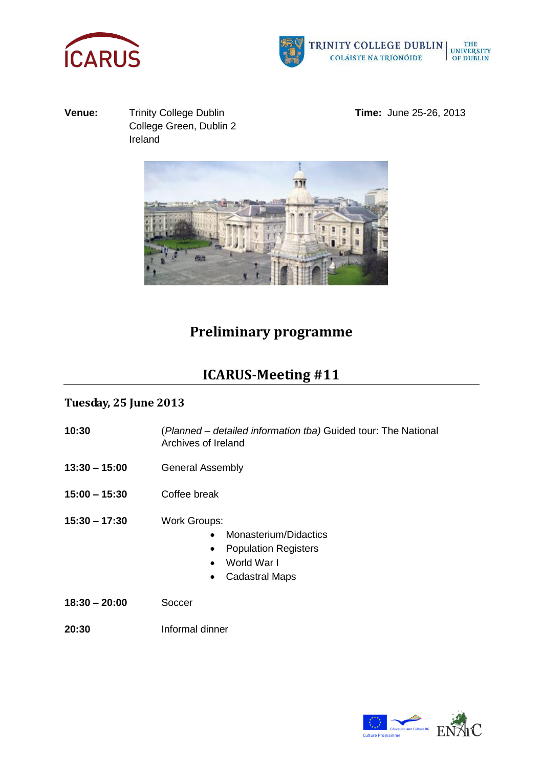**Venue:** Trinity College Dublin
College Green, Dublin 2
Ireland

**Time:** June 25-26, 2013

# Preliminary programme

## ICARUS-Meeting #11

### Tuesday, 25 June 2013

**10:30** (*Planned – detailed information tba)* Guided tour: The National Archives of Ireland

**13:30 – 15:00** General Assembly

**15:00 – 15:30** Coffee break

**15:30 – 17:30** Work Groups:

- Monasterium/Didactics
- Population Registers
- World War I
- Cadastral Maps

**18:30 – 20:00** Soccer

**20:30** Informal dinner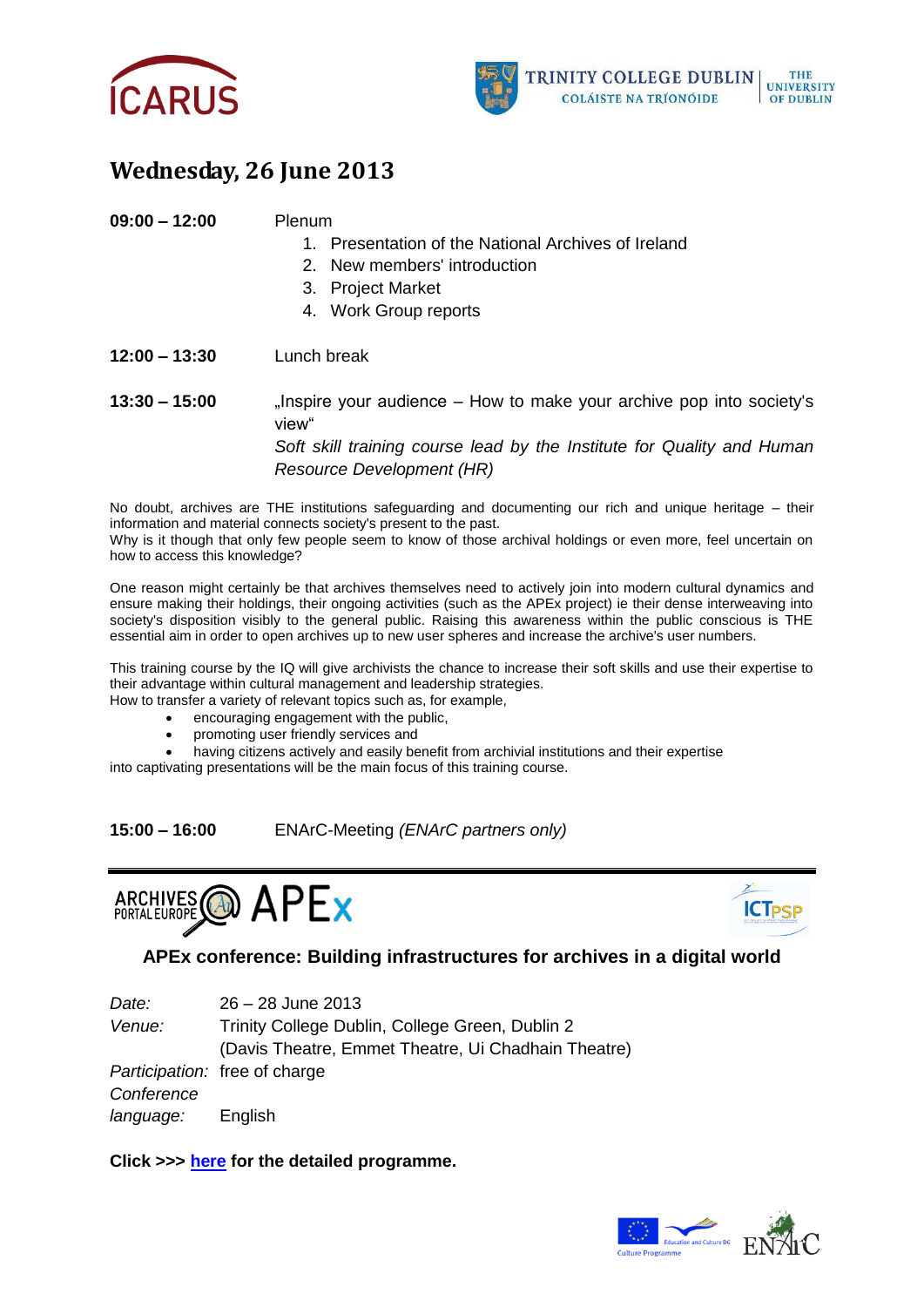## Wednesday, 26 June 2013

**09:00 – 12:00** Plenum

1. Presentation of the National Archives of Ireland
2. New members' introduction
3. Project Market
4. Work Group reports

**12:00 – 13:30** Lunch break

**13:30 – 15:00** „Inspire your audience – How to make your archive pop into society's view"

*Soft skill training course lead by the Institute for Quality and Human Resource Development (HR)*

No doubt, archives are THE institutions safeguarding and documenting our rich and unique heritage – their information and material connects society's present to the past.
Why is it though that only few people seem to know of those archival holdings or even more, feel uncertain on how to access this knowledge?

One reason might certainly be that archives themselves need to actively join into modern cultural dynamics and ensure making their holdings, their ongoing activities (such as the APEx project) ie their dense interweaving into society's disposition visibly to the general public. Raising this awareness within the public conscious is THE essential aim in order to open archives up to new user spheres and increase the archive's user numbers.

This training course by the IQ will give archivists the chance to increase their soft skills and use their expertise to their advantage within cultural management and leadership strategies.
How to transfer a variety of relevant topics such as, for example,

- encouraging engagement with the public,
- promoting user friendly services and
- having citizens actively and easily benefit from archivial institutions and their expertise

into captivating presentations will be the main focus of this training course.

**15:00 – 16:00** ENArC-Meeting *(ENArC partners only)*

---

### APEx conference: Building infrastructures for archives in a digital world

| | |
|---|---|
| *Date:* | 26 – 28 June 2013 |
| *Venue:* | Trinity College Dublin, College Green, Dublin 2 (Davis Theatre, Emmet Theatre, Ui Chadhain Theatre) |
| *Participation:* | free of charge |
| *Conference language:* | English |

**Click >>> here for the detailed programme.**